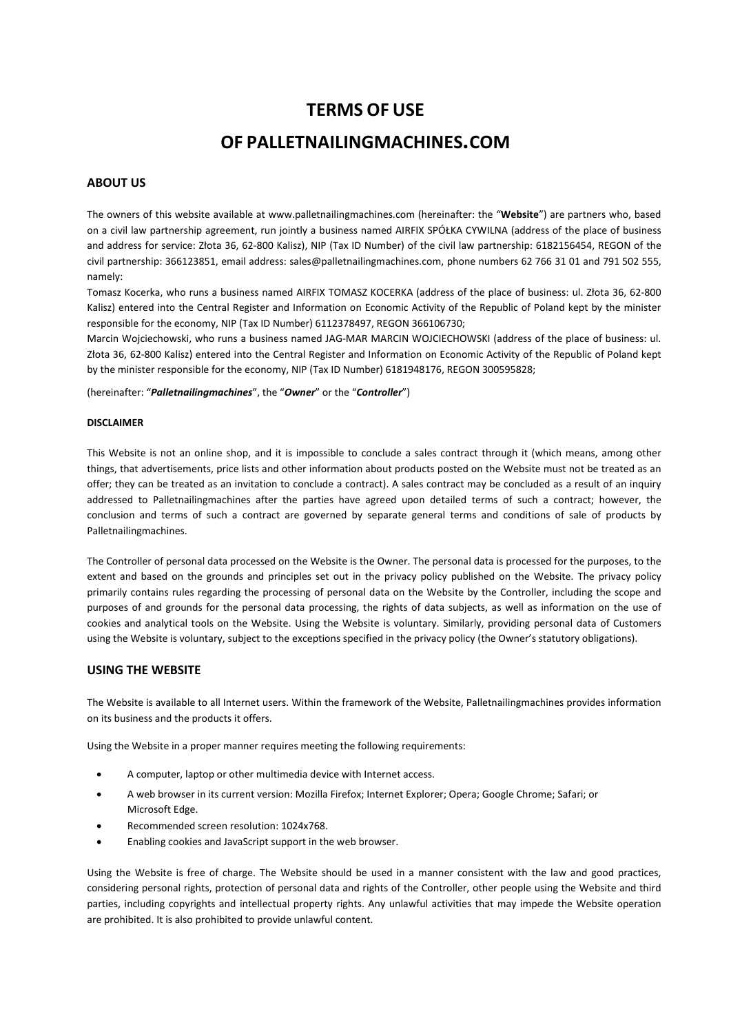# TERMS OF USE

# OF PALLETNAILINGMACHINES.COM

## ABOUT US

The owners of this website available at www.palletnailingmachines.com (hereinafter: the "**Website**") are partners who, based on a civil law partnership agreement, run jointly a business named AIRFIX SPÓŁKA CYWILNA (address of the place of business and address for service: Złota 36, 62-800 Kalisz), NIP (Tax ID Number) of the civil law partnership: 6182156454, REGON of the civil partnership: 366123851, email address: sales@palletnailingmachines.com, phone numbers 62 766 31 01 and 791 502 555, namely:

Tomasz Kocerka, who runs a business named AIRFIX TOMASZ KOCERKA (address of the place of business: ul. Złota 36, 62-800 Kalisz) entered into the Central Register and Information on Economic Activity of the Republic of Poland kept by the minister responsible for the economy, NIP (Tax ID Number) 6112378497, REGON 366106730;

Marcin Wojciechowski, who runs a business named JAG-MAR MARCIN WOJCIECHOWSKI (address of the place of business: ul. Złota 36, 62-800 Kalisz) entered into the Central Register and Information on Economic Activity of the Republic of Poland kept by the minister responsible for the economy, NIP (Tax ID Number) 6181948176, REGON 300595828;

(hereinafter: "***Palletnailingmachines***", the "***Owner***" or the "***Controller***")

#### DISCLAIMER

This Website is not an online shop, and it is impossible to conclude a sales contract through it (which means, among other things, that advertisements, price lists and other information about products posted on the Website must not be treated as an offer; they can be treated as an invitation to conclude a contract). A sales contract may be concluded as a result of an inquiry addressed to Palletnailingmachines after the parties have agreed upon detailed terms of such a contract; however, the conclusion and terms of such a contract are governed by separate general terms and conditions of sale of products by Palletnailingmachines.

The Controller of personal data processed on the Website is the Owner. The personal data is processed for the purposes, to the extent and based on the grounds and principles set out in the privacy policy published on the Website. The privacy policy primarily contains rules regarding the processing of personal data on the Website by the Controller, including the scope and purposes of and grounds for the personal data processing, the rights of data subjects, as well as information on the use of cookies and analytical tools on the Website. Using the Website is voluntary. Similarly, providing personal data of Customers using the Website is voluntary, subject to the exceptions specified in the privacy policy (the Owner's statutory obligations).

## USING THE WEBSITE

The Website is available to all Internet users. Within the framework of the Website, Palletnailingmachines provides information on its business and the products it offers.

Using the Website in a proper manner requires meeting the following requirements:

- A computer, laptop or other multimedia device with Internet access.
- A web browser in its current version: Mozilla Firefox; Internet Explorer; Opera; Google Chrome; Safari; or Microsoft Edge.
- Recommended screen resolution: 1024x768.
- Enabling cookies and JavaScript support in the web browser.

Using the Website is free of charge. The Website should be used in a manner consistent with the law and good practices, considering personal rights, protection of personal data and rights of the Controller, other people using the Website and third parties, including copyrights and intellectual property rights. Any unlawful activities that may impede the Website operation are prohibited. It is also prohibited to provide unlawful content.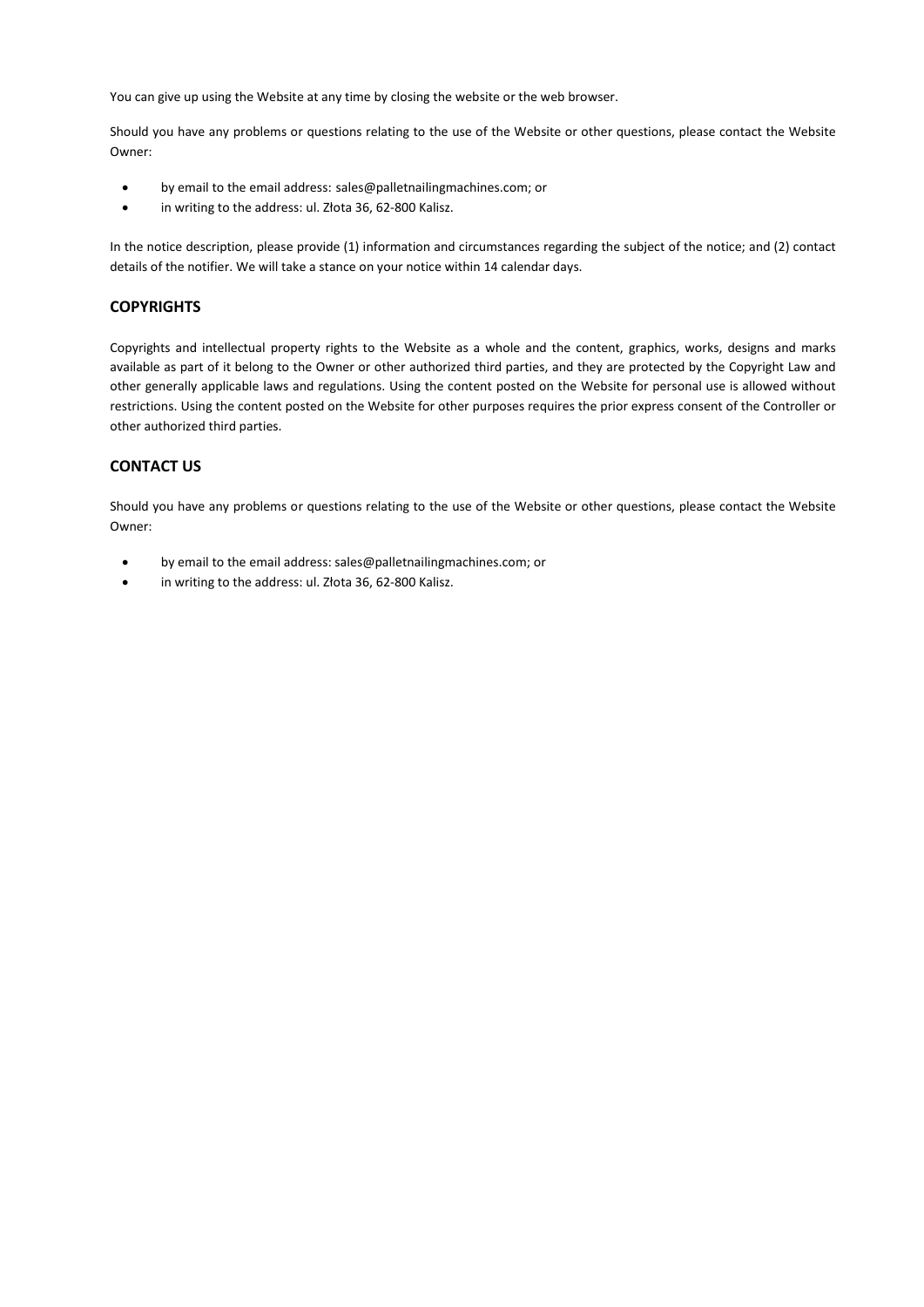You can give up using the Website at any time by closing the website or the web browser.

Should you have any problems or questions relating to the use of the Website or other questions, please contact the Website Owner:

- by email to the email address: sales@palletnailingmachines.com; or
- in writing to the address: ul. Złota 36, 62-800 Kalisz.

In the notice description, please provide (1) information and circumstances regarding the subject of the notice; and (2) contact details of the notifier. We will take a stance on your notice within 14 calendar days.

## COPYRIGHTS

Copyrights and intellectual property rights to the Website as a whole and the content, graphics, works, designs and marks available as part of it belong to the Owner or other authorized third parties, and they are protected by the Copyright Law and other generally applicable laws and regulations. Using the content posted on the Website for personal use is allowed without restrictions. Using the content posted on the Website for other purposes requires the prior express consent of the Controller or other authorized third parties.

## CONTACT US

Should you have any problems or questions relating to the use of the Website or other questions, please contact the Website Owner:

- by email to the email address: sales@palletnailingmachines.com; or
- in writing to the address: ul. Złota 36, 62-800 Kalisz.